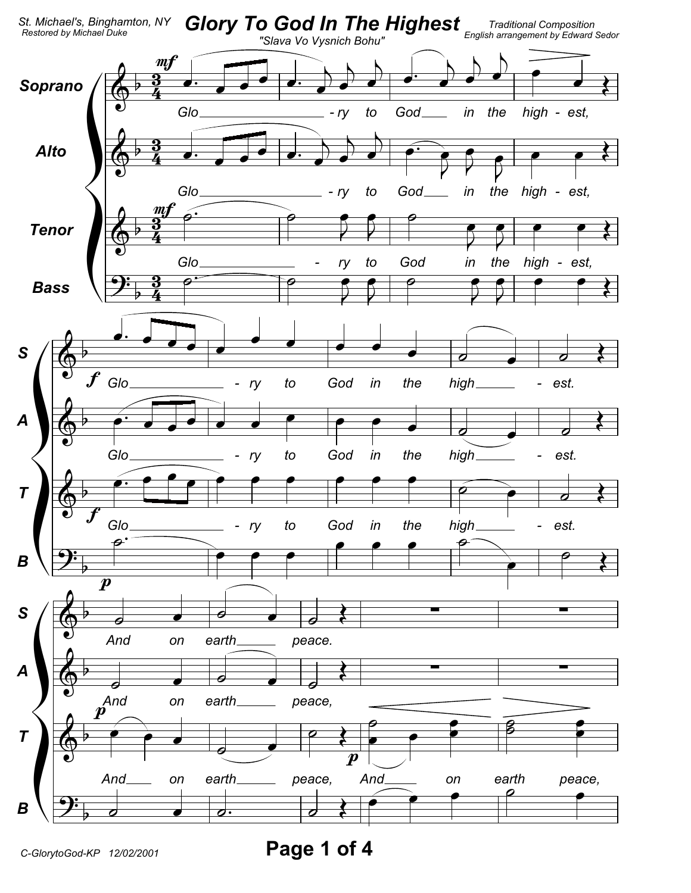St. Michael's, Binghamton, NY
Restored by Michael Duke

# Glory To God In The Highest

"Slava Vo Vysnich Bohu"

Traditional Composition
English arrangement by Edward Sedor

Soprano: Glo - ry to God in the high - est, Glo - ry to God in the high - est. And on earth peace.

Alto: Glo - ry to God in the high - est, Glo - ry to God in the high - est. And on earth peace,

Tenor: Glo - ry to God in the high - est, Glo - ry to God in the high - est. And on earth peace, And on earth peace,

Bass

C-GlorytoGod-KP 12/02/2001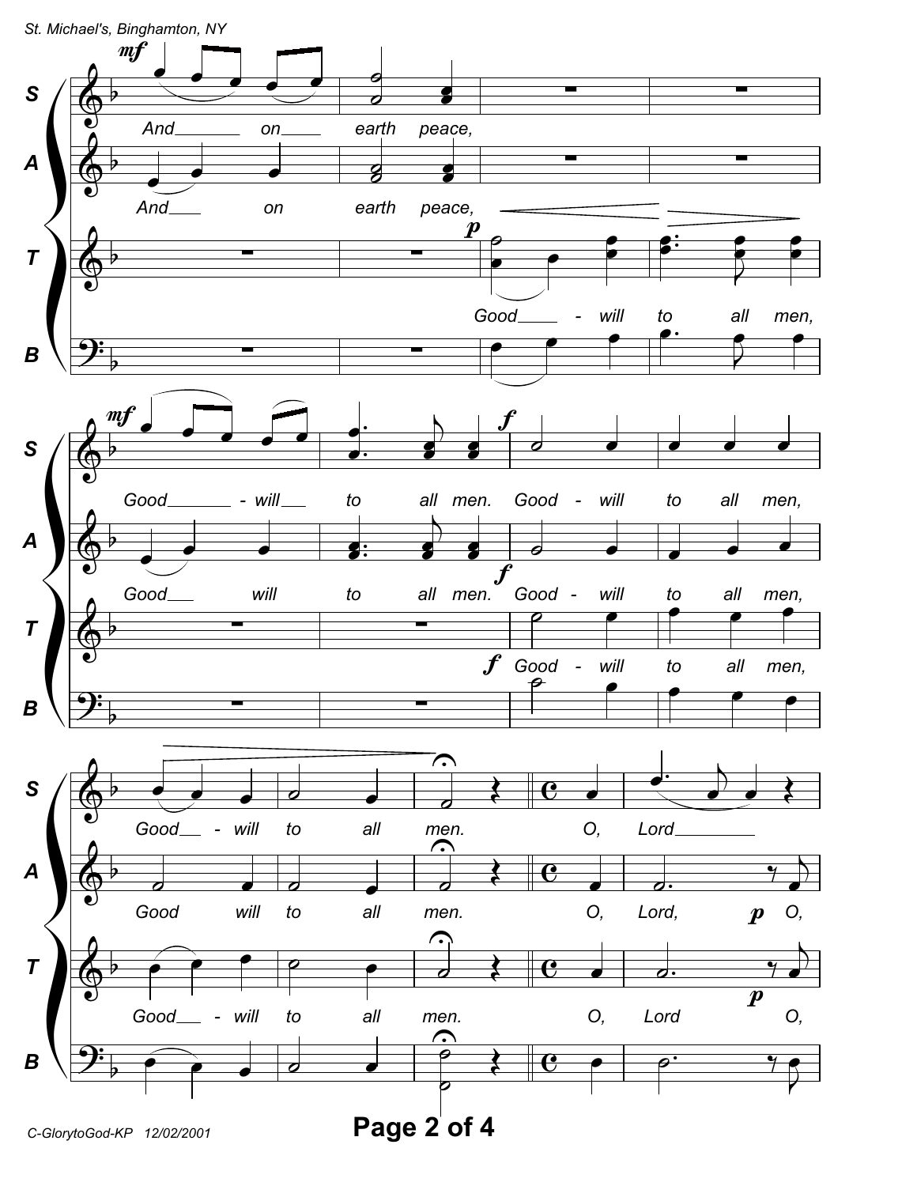**S:** And on earth peace, Good - will to all men. Good - will to all men, Good - will to all men. O, Lord

**A:** And on earth peace, Good will to all men. Good - will to all men, Good will to all men. O, Lord, O,

**T:** Good - will to all men, Good - will to all men, Good - will to all men. O, Lord O,

**B:** (Good - will to all men, Good - will to all men, Good - will to all men. O, Lord O,)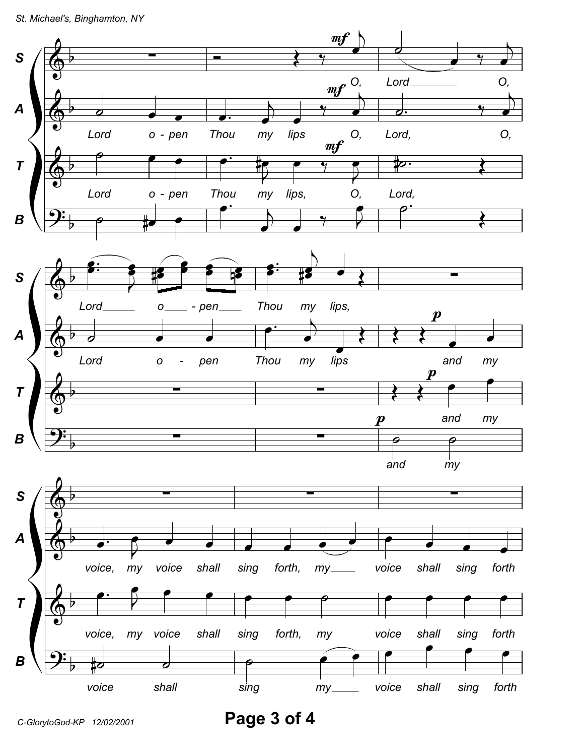**S:** O, Lord O,

**A:** Lord o - pen Thou my lips O, Lord, O,

**T:** Lord o - pen Thou my lips, O, Lord,

**B:** (mf)

---

**S:** Lord o - pen Thou my lips,

**A:** Lord o - pen Thou my lips and my

**T:** and my

**B:** and my

---

**S:** (rest)

**A:** voice, my voice shall sing forth, my voice shall sing forth

**T:** voice, my voice shall sing forth, my voice shall sing forth

**B:** voice shall sing my voice shall sing forth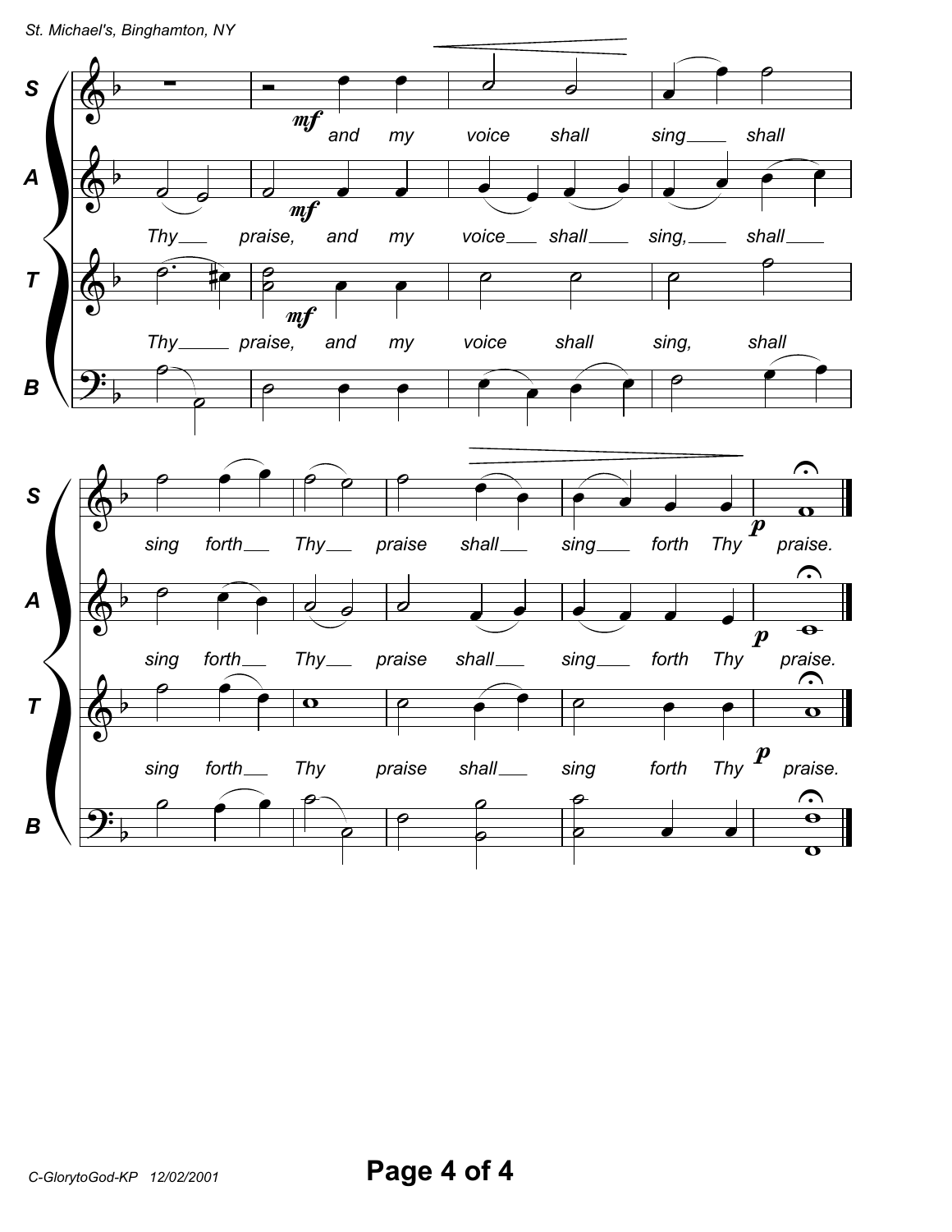S: and my voice shall sing shall

A: Thy praise, and my voice shall sing, shall

T: Thy praise, and my voice shall sing, shall

B

S: sing forth Thy praise shall sing forth Thy praise.

A: sing forth Thy praise shall sing forth Thy praise.

T: sing forth Thy praise shall sing forth Thy praise.

B